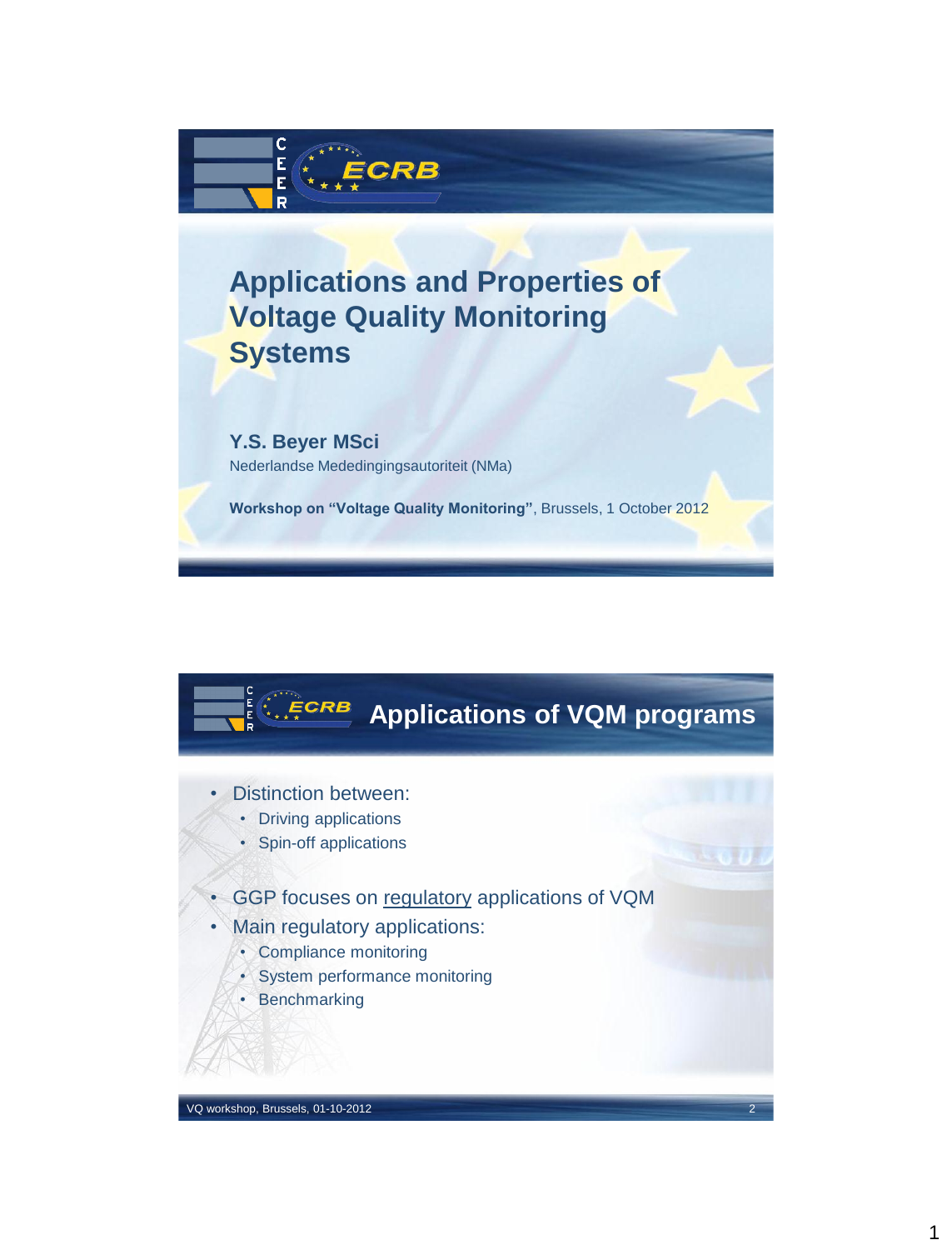# Applications and Properties of Voltage Quality Monitoring Systems

**Y.S. Beyer MSci**

Nederlandse Mededingingsautoriteit (NMa)

**Workshop on "Voltage Quality Monitoring"**, Brussels, 1 October 2012

## Applications of VQM programs

- Distinction between:
  - Driving applications
  - Spin-off applications
- GGP focuses on regulatory applications of VQM
- Main regulatory applications:
  - Compliance monitoring
  - System performance monitoring
  - Benchmarking

VQ workshop, Brussels, 01-10-2012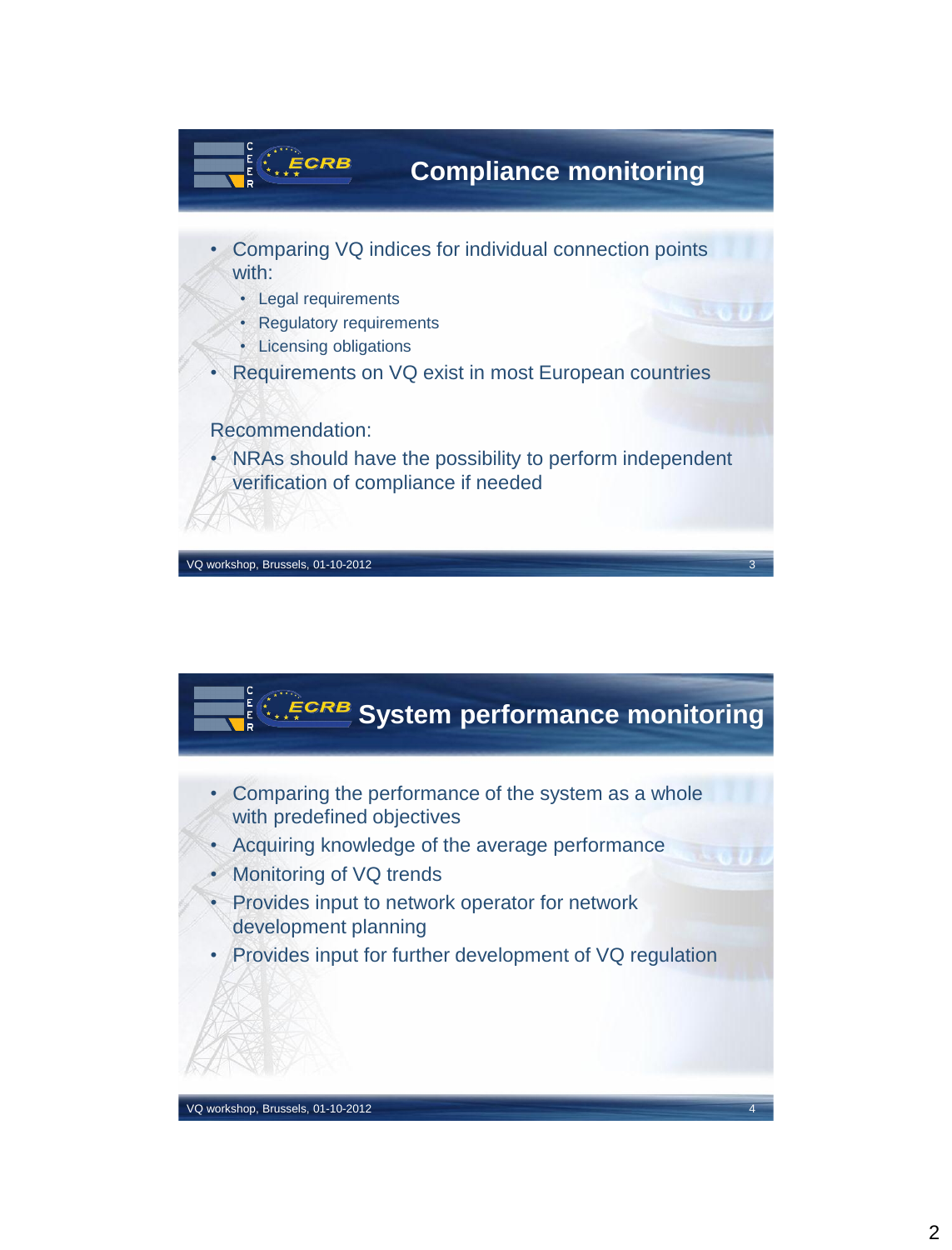## Compliance monitoring

- Comparing VQ indices for individual connection points with:
  - Legal requirements
  - Regulatory requirements
  - Licensing obligations
- Requirements on VQ exist in most European countries

Recommendation:

- NRAs should have the possibility to perform independent verification of compliance if needed

## System performance monitoring

- Comparing the performance of the system as a whole with predefined objectives
- Acquiring knowledge of the average performance
- Monitoring of VQ trends
- Provides input to network operator for network development planning
- Provides input for further development of VQ regulation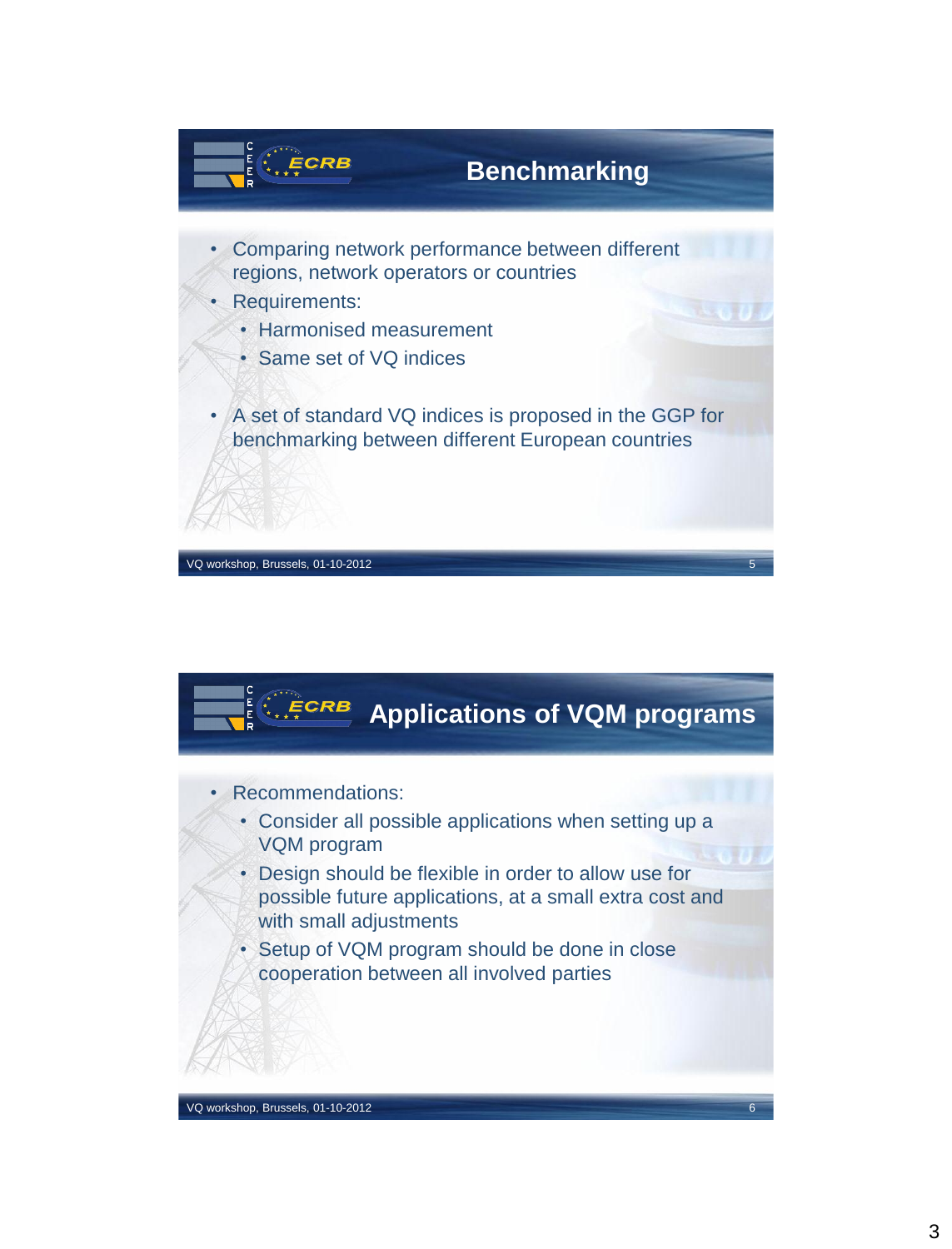## Benchmarking

- Comparing network performance between different regions, network operators or countries
- Requirements:
  - Harmonised measurement
  - Same set of VQ indices
- A set of standard VQ indices is proposed in the GGP for benchmarking between different European countries

## Applications of VQM programs

- Recommendations:
  - Consider all possible applications when setting up a VQM program
  - Design should be flexible in order to allow use for possible future applications, at a small extra cost and with small adjustments
  - Setup of VQM program should be done in close cooperation between all involved parties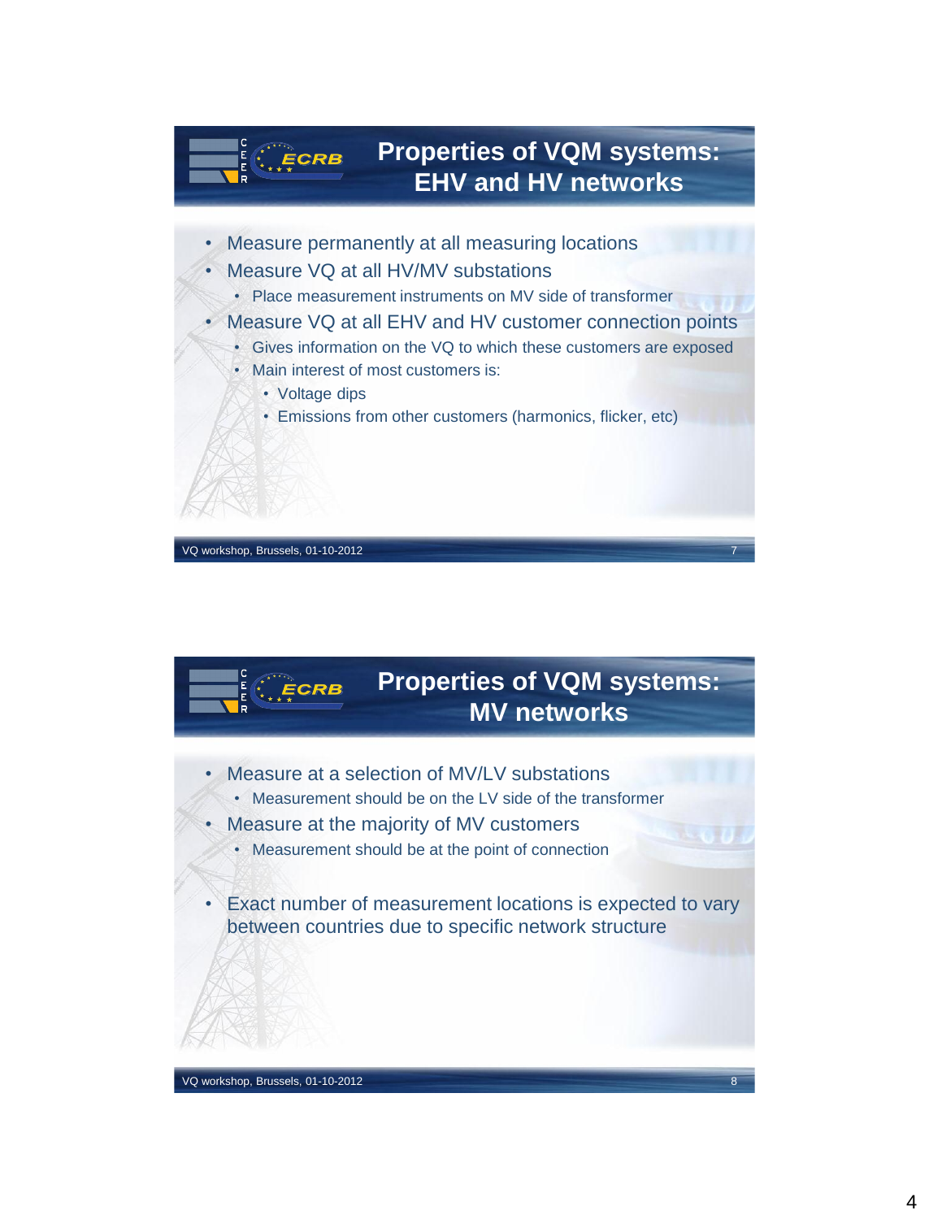## Properties of VQM systems: EHV and HV networks

- Measure permanently at all measuring locations
- Measure VQ at all HV/MV substations
  - Place measurement instruments on MV side of transformer
- Measure VQ at all EHV and HV customer connection points
  - Gives information on the VQ to which these customers are exposed
  - Main interest of most customers is:
    - Voltage dips
    - Emissions from other customers (harmonics, flicker, etc)

## Properties of VQM systems: MV networks

- Measure at a selection of MV/LV substations
  - Measurement should be on the LV side of the transformer
- Measure at the majority of MV customers
  - Measurement should be at the point of connection
- Exact number of measurement locations is expected to vary between countries due to specific network structure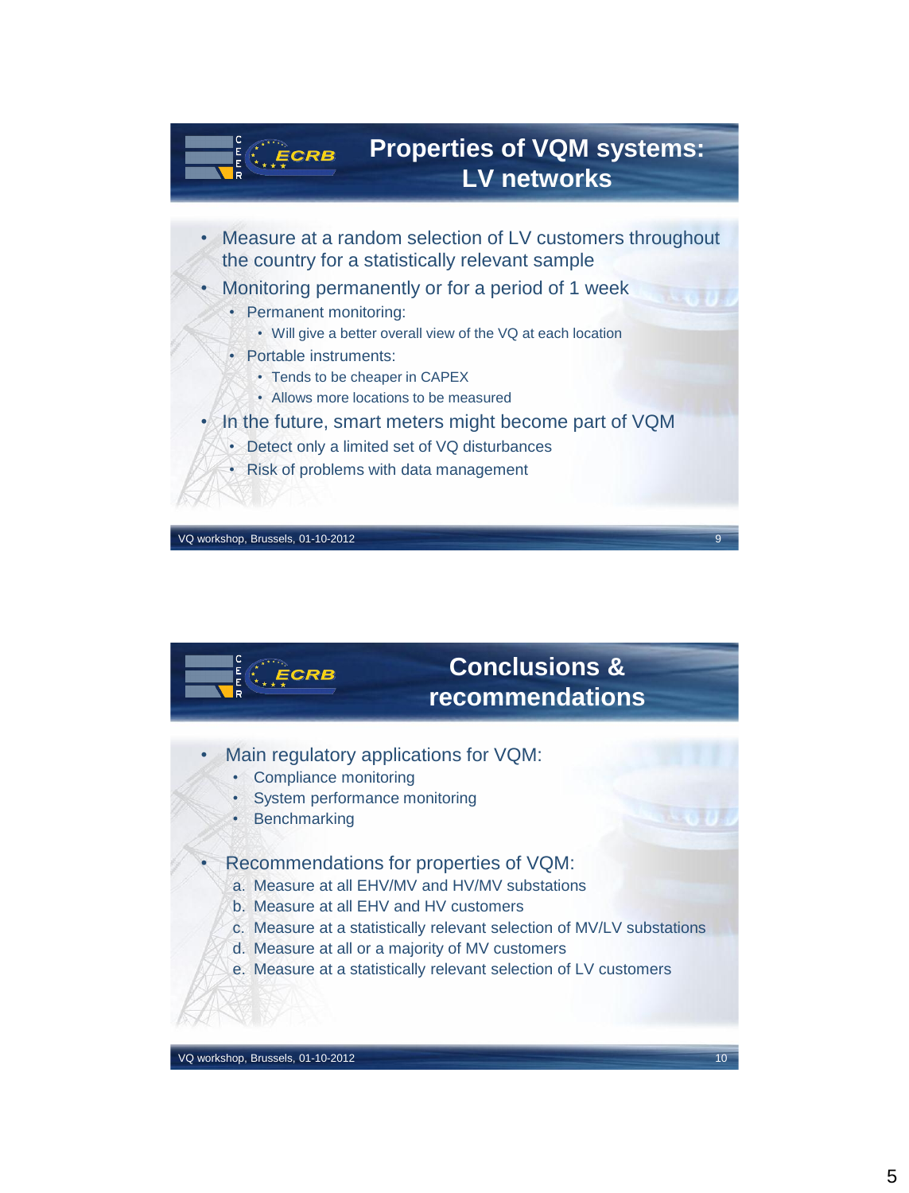## Properties of VQM systems: LV networks

- Measure at a random selection of LV customers throughout the country for a statistically relevant sample
- Monitoring permanently or for a period of 1 week
  - Permanent monitoring:
    - Will give a better overall view of the VQ at each location
  - Portable instruments:
    - Tends to be cheaper in CAPEX
    - Allows more locations to be measured
- In the future, smart meters might become part of VQM
  - Detect only a limited set of VQ disturbances
  - Risk of problems with data management

## Conclusions & recommendations

- Main regulatory applications for VQM:
  - Compliance monitoring
  - System performance monitoring
  - Benchmarking
- Recommendations for properties of VQM:
  a. Measure at all EHV/MV and HV/MV substations
  b. Measure at all EHV and HV customers
  c. Measure at a statistically relevant selection of MV/LV substations
  d. Measure at all or a majority of MV customers
  e. Measure at a statistically relevant selection of LV customers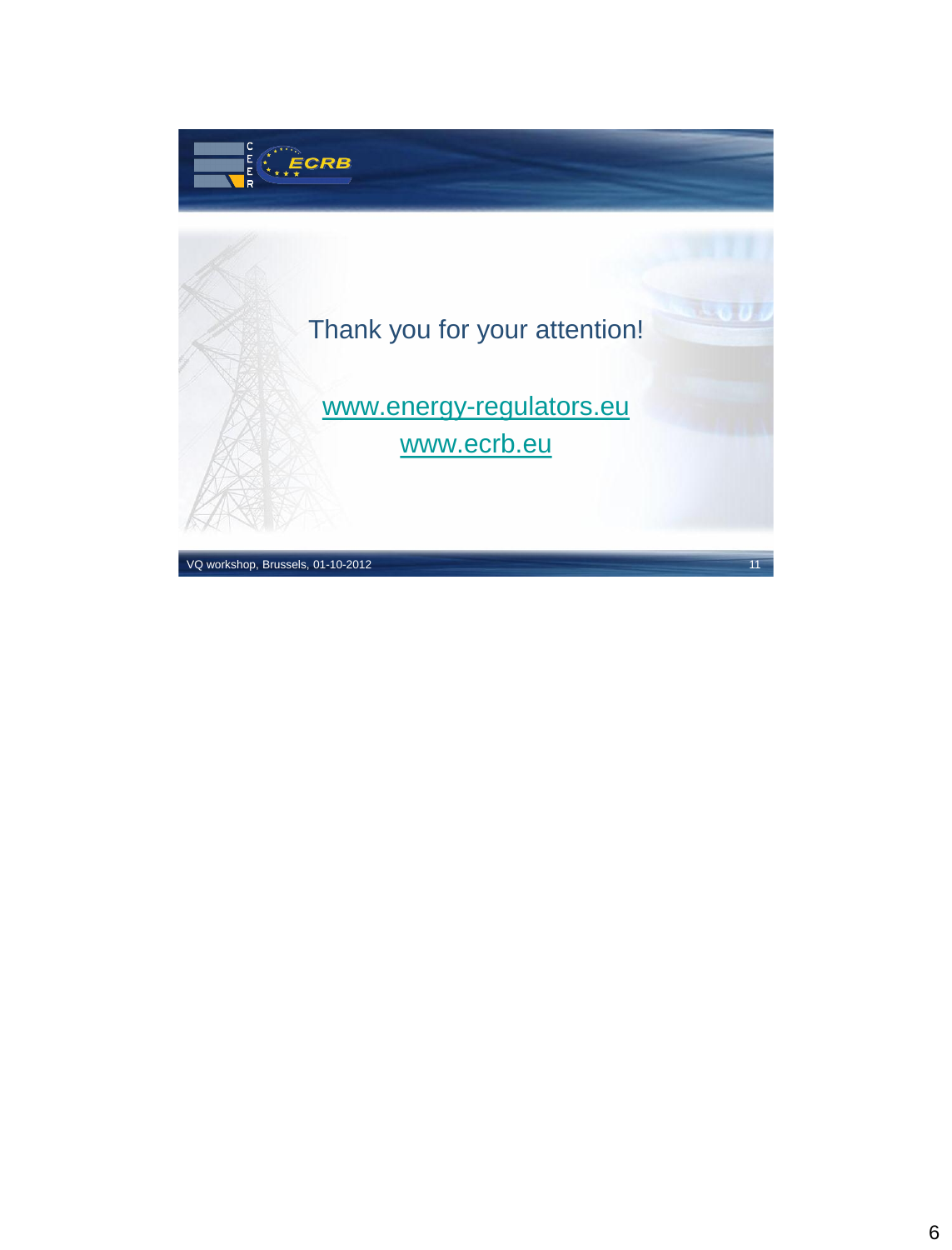Thank you for your attention!

www.energy-regulators.eu

www.ecrb.eu

VQ workshop, Brussels, 01-10-2012